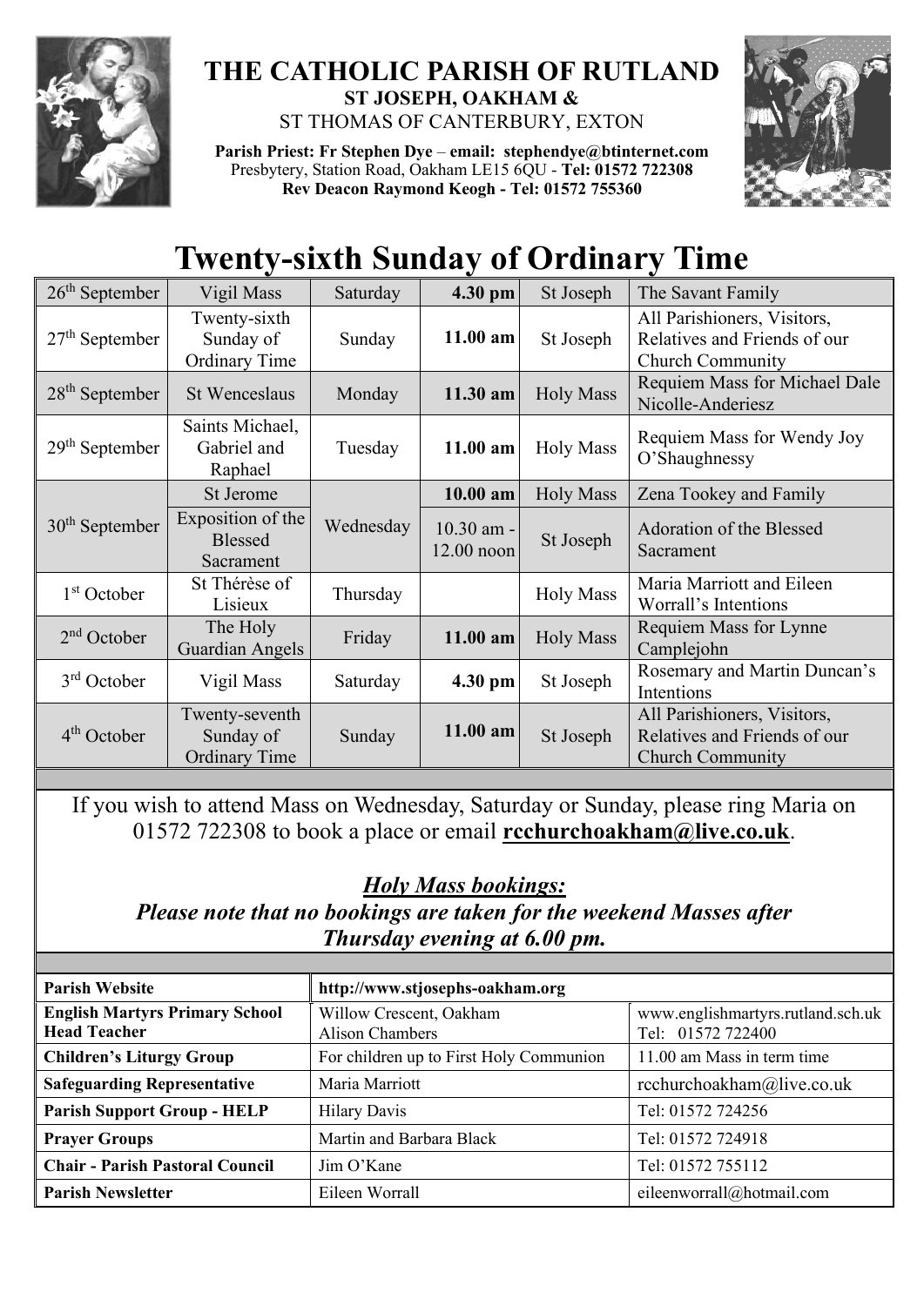# THE CATHOLIC PARISH OF RUTLAND

**ST JOSEPH, OAKHAM &**

ST THOMAS OF CANTERBURY, EXTON

**Parish Priest: Fr Stephen Dye** – **email: stephendye@btinternet.com**
Presbytery, Station Road, Oakham LE15 6QU - **Tel: 01572 722308**
**Rev Deacon Raymond Keogh - Tel: 01572 755360**

# Twenty-sixth Sunday of Ordinary Time

| | | | | | |
|---|---|---|---|---|---|
| 26th September | Vigil Mass | Saturday | **4.30 pm** | St Joseph | The Savant Family |
| 27th September | Twenty-sixth Sunday of Ordinary Time | Sunday | **11.00 am** | St Joseph | All Parishioners, Visitors, Relatives and Friends of our Church Community |
| 28th September | St Wenceslaus | Monday | **11.30 am** | Holy Mass | Requiem Mass for Michael Dale Nicolle-Anderiesz |
| 29th September | Saints Michael, Gabriel and Raphael | Tuesday | **11.00 am** | Holy Mass | Requiem Mass for Wendy Joy O'Shaughnessy |
| 30th September | St Jerome | Wednesday | **10.00 am** | Holy Mass | Zena Tookey and Family |
| | Exposition of the Blessed Sacrament | | 10.30 am - 12.00 noon | St Joseph | Adoration of the Blessed Sacrament |
| 1st October | St Thérèse of Lisieux | Thursday | | Holy Mass | Maria Marriott and Eileen Worrall's Intentions |
| 2nd October | The Holy Guardian Angels | Friday | **11.00 am** | Holy Mass | Requiem Mass for Lynne Camplejohn |
| 3rd October | Vigil Mass | Saturday | **4.30 pm** | St Joseph | Rosemary and Martin Duncan's Intentions |
| 4th October | Twenty-seventh Sunday of Ordinary Time | Sunday | **11.00 am** | St Joseph | All Parishioners, Visitors, Relatives and Friends of our Church Community |

If you wish to attend Mass on Wednesday, Saturday or Sunday, please ring Maria on 01572 722308 to book a place or email **rcchurchoakham@live.co.uk**.

***Holy Mass bookings:***
***Please note that no bookings are taken for the weekend Masses after Thursday evening at 6.00 pm.***

| | | |
|---|---|---|
| **Parish Website** | **http://www.stjosephs-oakham.org** | |
| **English Martyrs Primary School Head Teacher** | Willow Crescent, Oakham Alison Chambers | www.englishmartyrs.rutland.sch.uk Tel: 01572 722400 |
| **Children's Liturgy Group** | For children up to First Holy Communion | 11.00 am Mass in term time |
| **Safeguarding Representative** | Maria Marriott | rcchurchoakham@live.co.uk |
| **Parish Support Group - HELP** | Hilary Davis | Tel: 01572 724256 |
| **Prayer Groups** | Martin and Barbara Black | Tel: 01572 724918 |
| **Chair - Parish Pastoral Council** | Jim O'Kane | Tel: 01572 755112 |
| **Parish Newsletter** | Eileen Worrall | eileenworrall@hotmail.com |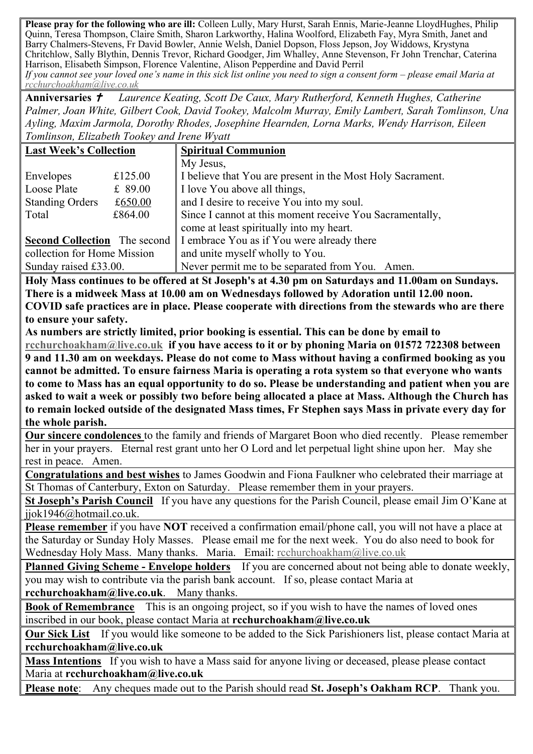**Please pray for the following who are ill:** Colleen Lully, Mary Hurst, Sarah Ennis, Marie-Jeanne LloydHughes, Philip Quinn, Teresa Thompson, Claire Smith, Sharon Larkworthy, Halina Woolford, Elizabeth Fay, Myra Smith, Janet and Barry Chalmers-Stevens, Fr David Bowler, Annie Welsh, Daniel Dopson, Floss Jepson, Joy Widdows, Krystyna Chritchlow, Sally Blythin, Dennis Trevor, Richard Goodger, Jim Whalley, Anne Stevenson, Fr John Trenchar, Caterina Harrison, Elisabeth Simpson, Florence Valentine, Alison Pepperdine and David Perril

*If you cannot see your loved one's name in this sick list online you need to sign a consent form – please email Maria at rcchurchoakham@live.co.uk*

**Anniversaries** ✝ *Laurence Keating, Scott De Caux, Mary Rutherford, Kenneth Hughes, Catherine Palmer, Joan White, Gilbert Cook, David Tookey, Malcolm Murray, Emily Lambert, Sarah Tomlinson, Una Ayling, Maxim Jarmola, Dorothy Rhodes, Josephine Hearnden, Lorna Marks, Wendy Harrison, Eileen Tomlinson, Elizabeth Tookey and Irene Wyatt*

**Last Week's Collection**

| | |
|---|---|
| Envelopes | £125.00 |
| Loose Plate | £ 89.00 |
| Standing Orders | £650.00 |
| Total | £864.00 |

**Second Collection** The second collection for Home Mission Sunday raised £33.00.

**Spiritual Communion**

My Jesus,
I believe that You are present in the Most Holy Sacrament.
I love You above all things,
and I desire to receive You into my soul.
Since I cannot at this moment receive You Sacramentally,
come at least spiritually into my heart.
I embrace You as if You were already there
and unite myself wholly to You.
Never permit me to be separated from You. Amen.

**Holy Mass continues to be offered at St Joseph's at 4.30 pm on Saturdays and 11.00am on Sundays. There is a midweek Mass at 10.00 am on Wednesdays followed by Adoration until 12.00 noon. COVID safe practices are in place. Please cooperate with directions from the stewards who are there to ensure your safety.**

**As numbers are strictly limited, prior booking is essential. This can be done by email to rcchurchoakham@live.co.uk if you have access to it or by phoning Maria on 01572 722308 between 9 and 11.30 am on weekdays. Please do not come to Mass without having a confirmed booking as you cannot be admitted. To ensure fairness Maria is operating a rota system so that everyone who wants to come to Mass has an equal opportunity to do so. Please be understanding and patient when you are asked to wait a week or possibly two before being allocated a place at Mass. Although the Church has to remain locked outside of the designated Mass times, Fr Stephen says Mass in private every day for the whole parish.**

**Our sincere condolences** to the family and friends of Margaret Boon who died recently. Please remember her in your prayers. Eternal rest grant unto her O Lord and let perpetual light shine upon her. May she rest in peace. Amen.

**Congratulations and best wishes** to James Goodwin and Fiona Faulkner who celebrated their marriage at St Thomas of Canterbury, Exton on Saturday. Please remember them in your prayers.

**St Joseph's Parish Council** If you have any questions for the Parish Council, please email Jim O'Kane at jjok1946@hotmail.co.uk.

**Please remember** if you have **NOT** received a confirmation email/phone call, you will not have a place at the Saturday or Sunday Holy Masses. Please email me for the next week. You do also need to book for Wednesday Holy Mass. Many thanks. Maria. Email: rcchurchoakham@live.co.uk

**Planned Giving Scheme - Envelope holders** If you are concerned about not being able to donate weekly, you may wish to contribute via the parish bank account. If so, please contact Maria at **rcchurchoakham@live.co.uk**. Many thanks.

**Book of Remembrance** This is an ongoing project, so if you wish to have the names of loved ones inscribed in our book, please contact Maria at **rcchurchoakham@live.co.uk**

**Our Sick List** If you would like someone to be added to the Sick Parishioners list, please contact Maria at **rcchurchoakham@live.co.uk**

**Mass Intentions** If you wish to have a Mass said for anyone living or deceased, please please contact Maria at **rcchurchoakham@live.co.uk**

**Please note**: Any cheques made out to the Parish should read **St. Joseph's Oakham RCP**. Thank you.